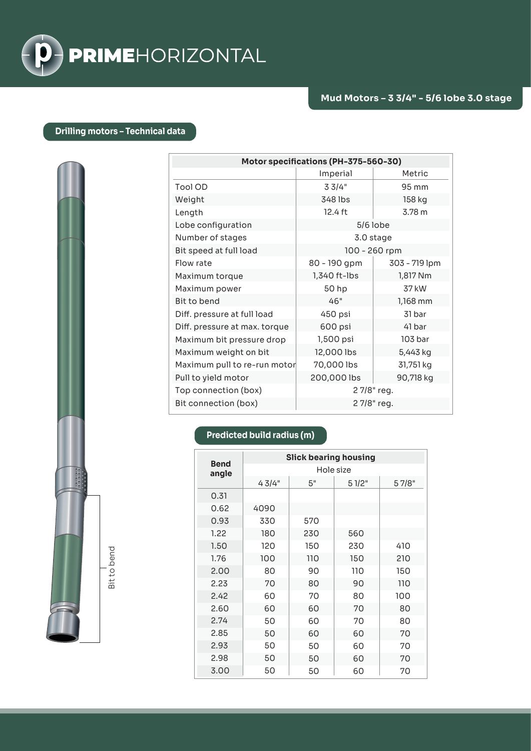# PRIMEHORIZONTAL

## Mud Motors – 3 3/4" - 5/6 lobe 3.0 stage

### Drilling motors – Technical data

| Motor specifications (PH-375-560-30) | | |
|---|---|---|
| | Imperial | Metric |
| Tool OD | 3 3/4" | 95 mm |
| Weight | 348 lbs | 158 kg |
| Length | 12.4 ft | 3.78 m |
| Lobe configuration | 5/6 lobe | |
| Number of stages | 3.0 stage | |
| Bit speed at full load | 100 - 260 rpm | |
| Flow rate | 80 - 190 gpm | 303 - 719 lpm |
| Maximum torque | 1,340 ft-lbs | 1,817 Nm |
| Maximum power | 50 hp | 37 kW |
| Bit to bend | 46" | 1,168 mm |
| Diff. pressure at full load | 450 psi | 31 bar |
| Diff. pressure at max. torque | 600 psi | 41 bar |
| Maximum bit pressure drop | 1,500 psi | 103 bar |
| Maximum weight on bit | 12,000 lbs | 5,443 kg |
| Maximum pull to re-run motor | 70,000 lbs | 31,751 kg |
| Pull to yield motor | 200,000 lbs | 90,718 kg |
| Top connection (box) | 2 7/8" reg. | |
| Bit connection (box) | 2 7/8" reg. | |

Bit to bend

### Predicted build radius (m)

| Bend angle | Slick bearing housing | | | |
|---|---|---|---|---|
| | Hole size | | | |
| | 4 3/4" | 5" | 5 1/2" | 5 7/8" |
| 0.31 | | | | |
| 0.62 | 4090 | | | |
| 0.93 | 330 | 570 | | |
| 1.22 | 180 | 230 | 560 | |
| 1.50 | 120 | 150 | 230 | 410 |
| 1.76 | 100 | 110 | 150 | 210 |
| 2.00 | 80 | 90 | 110 | 150 |
| 2.23 | 70 | 80 | 90 | 110 |
| 2.42 | 60 | 70 | 80 | 100 |
| 2.60 | 60 | 60 | 70 | 80 |
| 2.74 | 50 | 60 | 70 | 80 |
| 2.85 | 50 | 60 | 60 | 70 |
| 2.93 | 50 | 50 | 60 | 70 |
| 2.98 | 50 | 50 | 60 | 70 |
| 3.00 | 50 | 50 | 60 | 70 |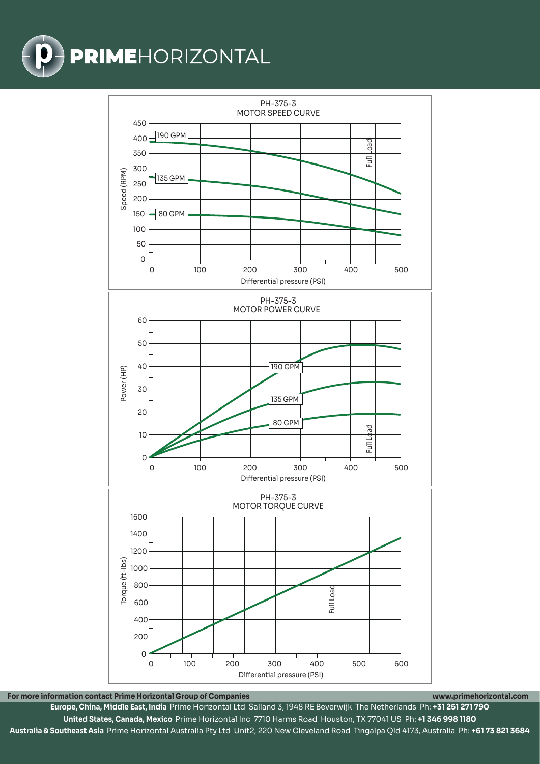PH-375-3
MOTOR SPEED CURVE

Speed (RPM)

450
400
350
300
250
200
150
100
50
0

190 GPM
135 GPM
80 GPM
Full Load

0 100 200 300 400 500

Differential pressure (PSI)

PH-375-3
MOTOR POWER CURVE

Power (HP)

60
50
40
30
20
10
0

190 GPM
135 GPM
80 GPM
Full Load

0 100 200 300 400 500

Differential pressure (PSI)

PH-375-3
MOTOR TORQUE CURVE

Torque (ft-lbs)

1600
1400
1200
1000
800
600
400
200
0

Full Load

0 100 200 300 400 500 600

Differential pressure (PSI)

**For more information contact Prime Horizontal Group of Companies** **www.primehorizontal.com**

**Europe, China, Middle East, India** Prime Horizontal Ltd Salland 3, 1948 RE Beverwijk The Netherlands Ph: **+31 251 271 790**

**United States, Canada, Mexico** Prime Horizontal Inc 7710 Harms Road Houston, TX 77041 US Ph: **+1 346 998 1180**

**Australia & Southeast Asia** Prime Horizontal Australia Pty Ltd Unit2, 220 New Cleveland Road Tingalpa Qld 4173, Australia Ph: **+61 73 821 3684**